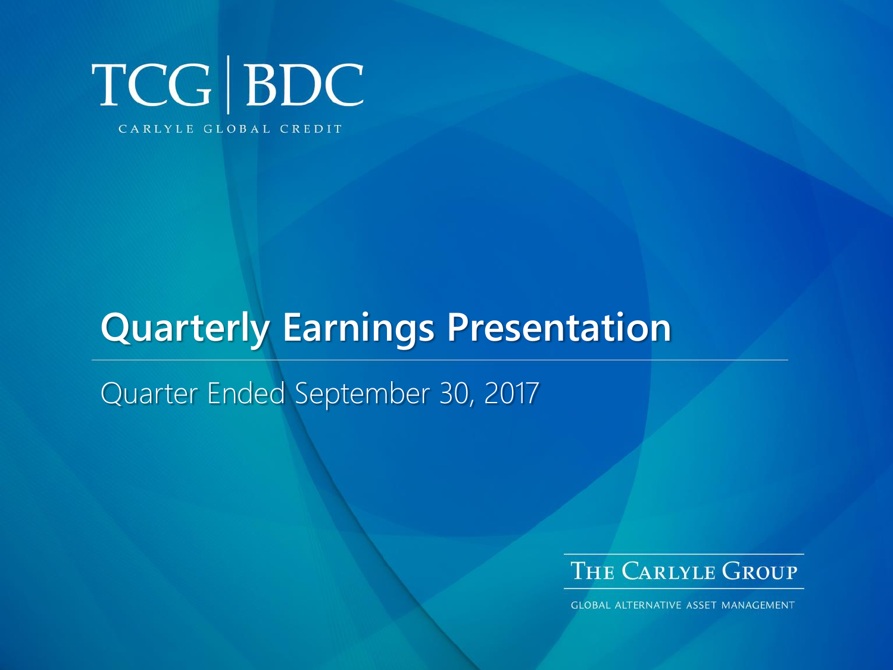# TCG | BDC

CARLYLE GLOBAL CREDIT

## Quarterly Earnings Presentation

Quarter Ended September 30, 2017

THE CARLYLE GROUP

GLOBAL ALTERNATIVE ASSET MANAGEMENT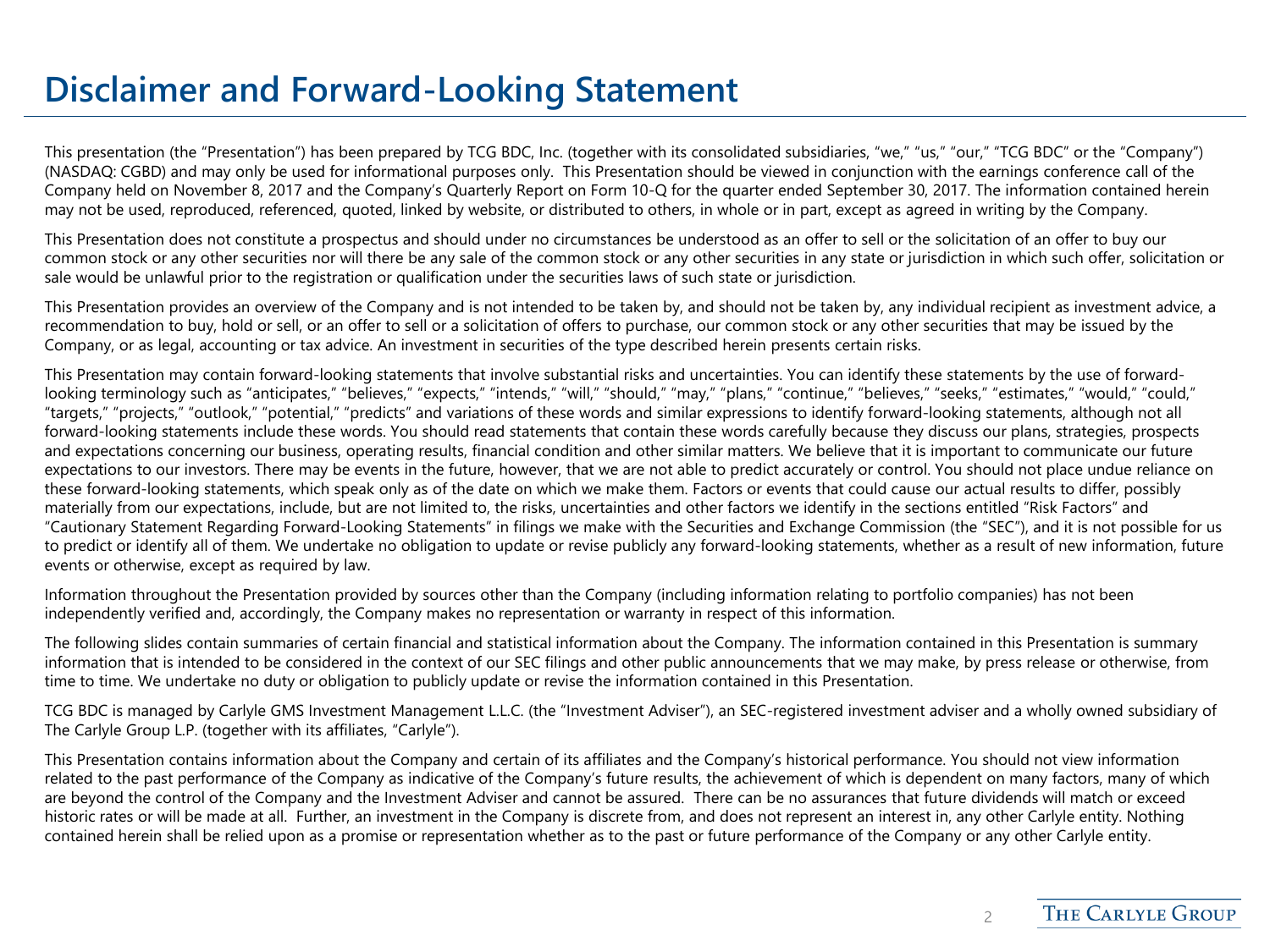# Disclaimer and Forward-Looking Statement

This presentation (the "Presentation") has been prepared by TCG BDC, Inc. (together with its consolidated subsidiaries, "we," "us," "our," "TCG BDC" or the "Company") (NASDAQ: CGBD) and may only be used for informational purposes only. This Presentation should be viewed in conjunction with the earnings conference call of the Company held on November 8, 2017 and the Company's Quarterly Report on Form 10-Q for the quarter ended September 30, 2017. The information contained herein may not be used, reproduced, referenced, quoted, linked by website, or distributed to others, in whole or in part, except as agreed in writing by the Company.

This Presentation does not constitute a prospectus and should under no circumstances be understood as an offer to sell or the solicitation of an offer to buy our common stock or any other securities nor will there be any sale of the common stock or any other securities in any state or jurisdiction in which such offer, solicitation or sale would be unlawful prior to the registration or qualification under the securities laws of such state or jurisdiction.

This Presentation provides an overview of the Company and is not intended to be taken by, and should not be taken by, any individual recipient as investment advice, a recommendation to buy, hold or sell, or an offer to sell or a solicitation of offers to purchase, our common stock or any other securities that may be issued by the Company, or as legal, accounting or tax advice. An investment in securities of the type described herein presents certain risks.

This Presentation may contain forward-looking statements that involve substantial risks and uncertainties. You can identify these statements by the use of forward-looking terminology such as "anticipates," "believes," "expects," "intends," "will," "should," "may," "plans," "continue," "believes," "seeks," "estimates," "would," "could," "targets," "projects," "outlook," "potential," "predicts" and variations of these words and similar expressions to identify forward-looking statements, although not all forward-looking statements include these words. You should read statements that contain these words carefully because they discuss our plans, strategies, prospects and expectations concerning our business, operating results, financial condition and other similar matters. We believe that it is important to communicate our future expectations to our investors. There may be events in the future, however, that we are not able to predict accurately or control. You should not place undue reliance on these forward-looking statements, which speak only as of the date on which we make them. Factors or events that could cause our actual results to differ, possibly materially from our expectations, include, but are not limited to, the risks, uncertainties and other factors we identify in the sections entitled "Risk Factors" and "Cautionary Statement Regarding Forward-Looking Statements" in filings we make with the Securities and Exchange Commission (the "SEC"), and it is not possible for us to predict or identify all of them. We undertake no obligation to update or revise publicly any forward-looking statements, whether as a result of new information, future events or otherwise, except as required by law.

Information throughout the Presentation provided by sources other than the Company (including information relating to portfolio companies) has not been independently verified and, accordingly, the Company makes no representation or warranty in respect of this information.

The following slides contain summaries of certain financial and statistical information about the Company. The information contained in this Presentation is summary information that is intended to be considered in the context of our SEC filings and other public announcements that we may make, by press release or otherwise, from time to time. We undertake no duty or obligation to publicly update or revise the information contained in this Presentation.

TCG BDC is managed by Carlyle GMS Investment Management L.L.C. (the "Investment Adviser"), an SEC-registered investment adviser and a wholly owned subsidiary of The Carlyle Group L.P. (together with its affiliates, "Carlyle").

This Presentation contains information about the Company and certain of its affiliates and the Company's historical performance. You should not view information related to the past performance of the Company as indicative of the Company's future results, the achievement of which is dependent on many factors, many of which are beyond the control of the Company and the Investment Adviser and cannot be assured. There can be no assurances that future dividends will match or exceed historic rates or will be made at all. Further, an investment in the Company is discrete from, and does not represent an interest in, any other Carlyle entity. Nothing contained herein shall be relied upon as a promise or representation whether as to the past or future performance of the Company or any other Carlyle entity.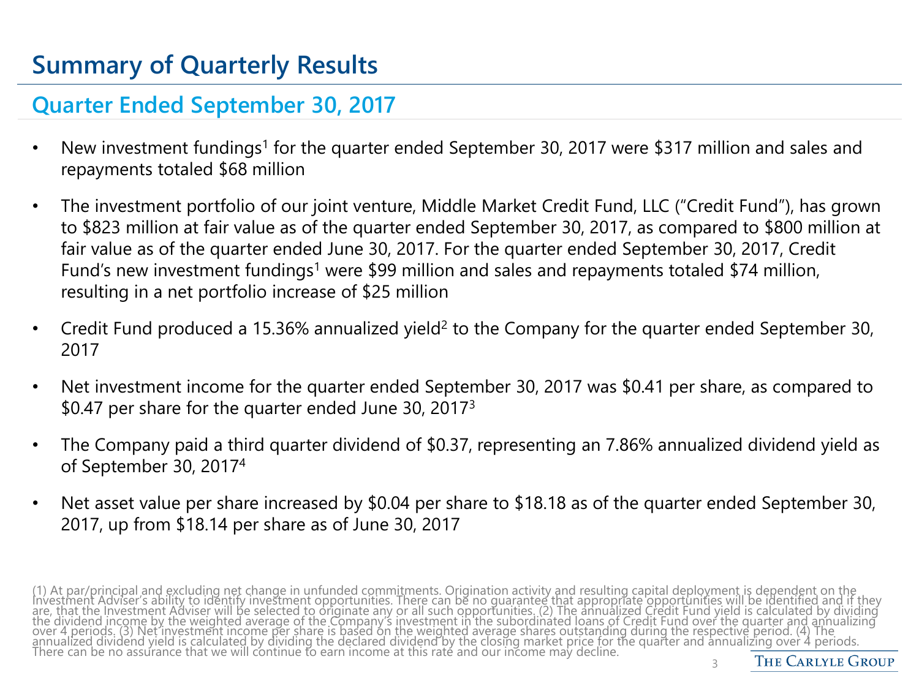# Summary of Quarterly Results

## Quarter Ended September 30, 2017

- New investment fundings[1] for the quarter ended September 30, 2017 were $317 million and sales and repayments totaled $68 million
- The investment portfolio of our joint venture, Middle Market Credit Fund, LLC ("Credit Fund"), has grown to $823 million at fair value as of the quarter ended September 30, 2017, as compared to $800 million at fair value as of the quarter ended June 30, 2017. For the quarter ended September 30, 2017, Credit Fund's new investment fundings[1] were $99 million and sales and repayments totaled $74 million, resulting in a net portfolio increase of $25 million
- Credit Fund produced a 15.36% annualized yield[2] to the Company for the quarter ended September 30, 2017
- Net investment income for the quarter ended September 30, 2017 was $0.41 per share, as compared to $0.47 per share for the quarter ended June 30, 2017[3]
- The Company paid a third quarter dividend of $0.37, representing an 7.86% annualized dividend yield as of September 30, 2017[4]
- Net asset value per share increased by $0.04 per share to $18.18 as of the quarter ended September 30, 2017, up from $18.14 per share as of June 30, 2017

(1) At par/principal and excluding net change in unfunded commitments. Origination activity and resulting capital deployment is dependent on the Investment Adviser's ability to identify investment opportunities. There can be no guarantee that appropriate opportunities will be identified and if they are, that the Investment Adviser will be selected to originate any or all such opportunities. (2) The annualized Credit Fund yield is calculated by dividing the dividend income by the weighted average of the Company's investment in the subordinated loans of Credit Fund over the quarter and annualizing over 4 periods. (3) Net investment income per share is based on the weighted average shares outstanding during the respective period. (4) The annualized dividend yield is calculated by dividing the declared dividend by the closing market price for the quarter and annualizing over 4 periods. There can be no assurance that we will continue to earn income at this rate and our income may decline.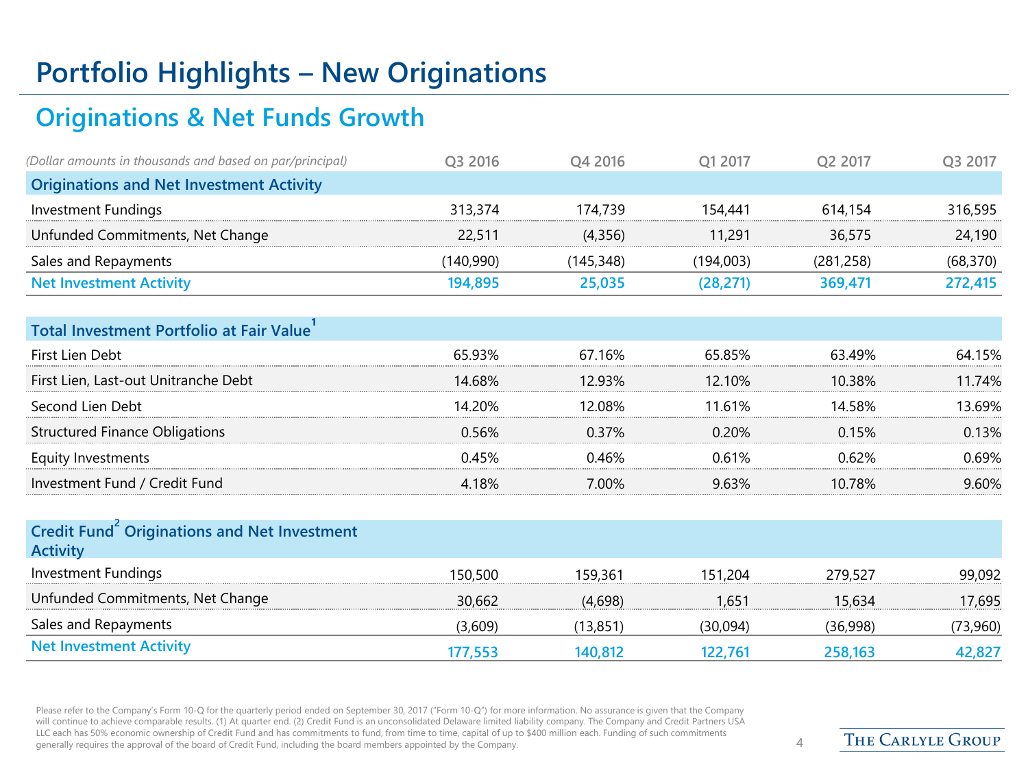# Portfolio Highlights – New Originations

## Originations & Net Funds Growth

| *(Dollar amounts in thousands and based on par/principal)* | Q3 2016 | Q4 2016 | Q1 2017 | Q2 2017 | Q3 2017 |
|---|---|---|---|---|---|
| **Originations and Net Investment Activity** | | | | | |
| Investment Fundings | 313,374 | 174,739 | 154,441 | 614,154 | 316,595 |
| Unfunded Commitments, Net Change | 22,511 | (4,356) | 11,291 | 36,575 | 24,190 |
| Sales and Repayments | (140,990) | (145,348) | (194,003) | (281,258) | (68,370) |
| **Net Investment Activity** | **194,895** | **25,035** | **(28,271)** | **369,471** | **272,415** |
| **Total Investment Portfolio at Fair Value**[1] | | | | | |
| First Lien Debt | 65.93% | 67.16% | 65.85% | 63.49% | 64.15% |
| First Lien, Last-out Unitranche Debt | 14.68% | 12.93% | 12.10% | 10.38% | 11.74% |
| Second Lien Debt | 14.20% | 12.08% | 11.61% | 14.58% | 13.69% |
| Structured Finance Obligations | 0.56% | 0.37% | 0.20% | 0.15% | 0.13% |
| Equity Investments | 0.45% | 0.46% | 0.61% | 0.62% | 0.69% |
| Investment Fund / Credit Fund | 4.18% | 7.00% | 9.63% | 10.78% | 9.60% |
| **Credit Fund**[2] **Originations and Net Investment Activity** | | | | | |
| Investment Fundings | 150,500 | 159,361 | 151,204 | 279,527 | 99,092 |
| Unfunded Commitments, Net Change | 30,662 | (4,698) | 1,651 | 15,634 | 17,695 |
| Sales and Repayments | (3,609) | (13,851) | (30,094) | (36,998) | (73,960) |
| **Net Investment Activity** | **177,553** | **140,812** | **122,761** | **258,163** | **42,827** |

Please refer to the Company's Form 10-Q for the quarterly period ended on September 30, 2017 ("Form 10-Q") for more information. No assurance is given that the Company will continue to achieve comparable results. (1) At quarter end. (2) Credit Fund is an unconsolidated Delaware limited liability company. The Company and Credit Partners USA LLC each has 50% economic ownership of Credit Fund and has commitments to fund, from time to time, capital of up to $400 million each. Funding of such commitments generally requires the approval of the board of Credit Fund, including the board members appointed by the Company.

THE CARLYLE GROUP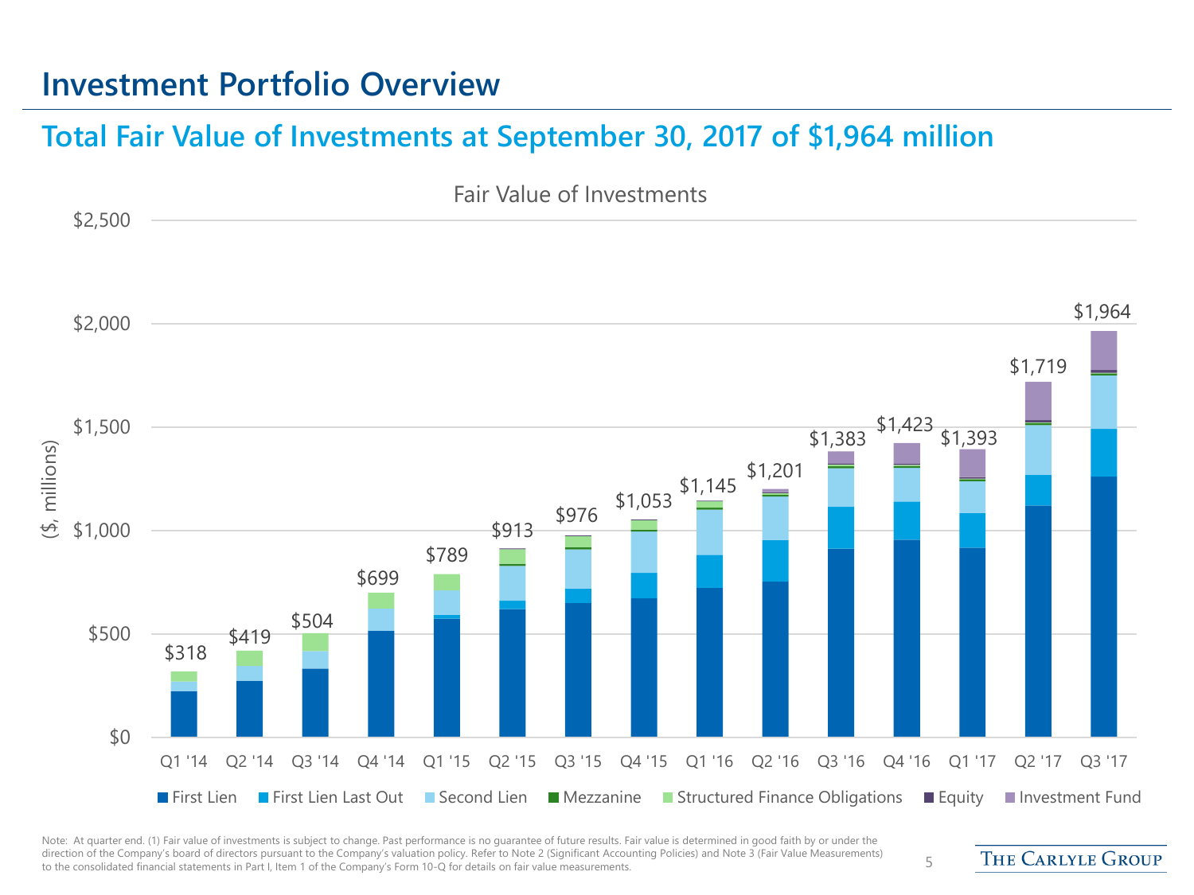# Investment Portfolio Overview

## Total Fair Value of Investments at September 30, 2017 of $1,964 million

Fair Value of Investments

| Quarter | Total Fair Value ($, millions) |
|---|---|
| Q1 '14 | $318 |
| Q2 '14 | $419 |
| Q3 '14 | $504 |
| Q4 '14 | $699 |
| Q1 '15 | $789 |
| Q2 '15 | $913 |
| Q3 '15 | $976 |
| Q4 '15 | $1,053 |
| Q1 '16 | $1,145 |
| Q2 '16 | $1,201 |
| Q3 '16 | $1,383 |
| Q4 '16 | $1,423 |
| Q1 '17 | $1,393 |
| Q2 '17 | $1,719 |
| Q3 '17 | $1,964 |

Legend: First Lien, First Lien Last Out, Second Lien, Mezzanine, Structured Finance Obligations, Equity, Investment Fund

Note: At quarter end. (1) Fair value of investments is subject to change. Past performance is no guarantee of future results. Fair value is determined in good faith by or under the direction of the Company's board of directors pursuant to the Company's valuation policy. Refer to Note 2 (Significant Accounting Policies) and Note 3 (Fair Value Measurements) to the consolidated financial statements in Part I, Item 1 of the Company's Form 10-Q for details on fair value measurements.

THE CARLYLE GROUP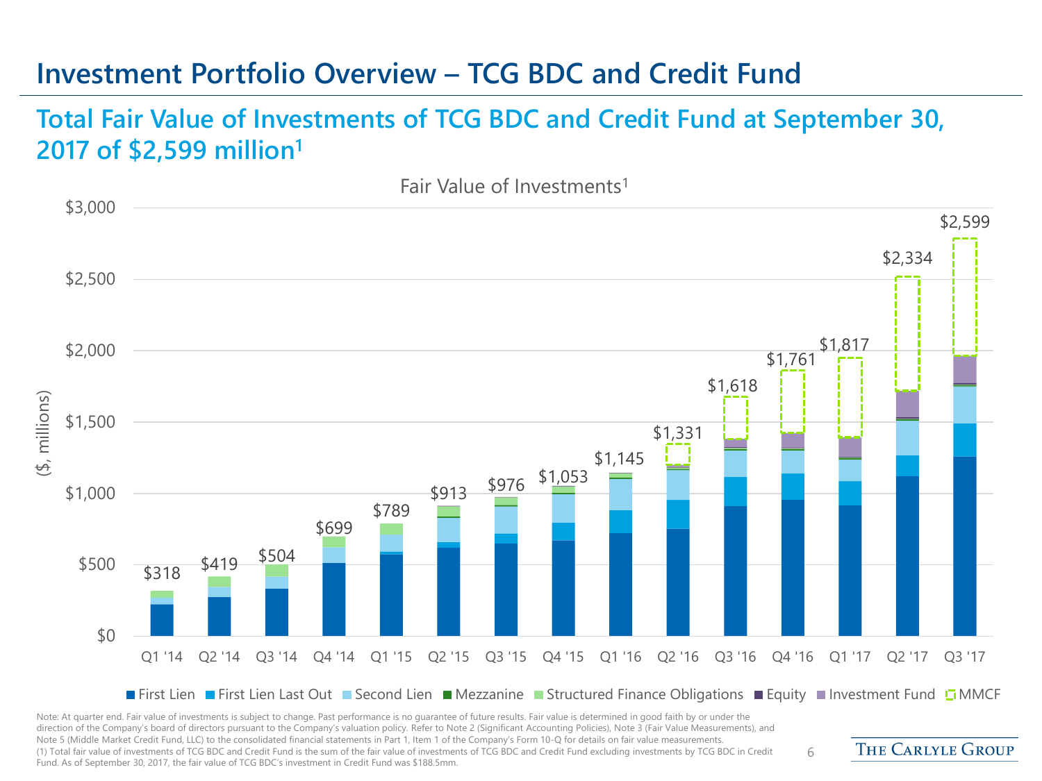# Investment Portfolio Overview – TCG BDC and Credit Fund

## Total Fair Value of Investments of TCG BDC and Credit Fund at September 30, 2017 of $2,599 million[1]

Fair Value of Investments[1]

| Quarter | Total ($, millions) |
|---|---|
| Q1 '14 | $318 |
| Q2 '14 | $419 |
| Q3 '14 | $504 |
| Q4 '14 | $699 |
| Q1 '15 | $789 |
| Q2 '15 | $913 |
| Q3 '15 | $976 |
| Q4 '15 | $1,053 |
| Q1 '16 | $1,145 |
| Q2 '16 | $1,331 |
| Q3 '16 | $1,618 |
| Q4 '16 | $1,761 |
| Q1 '17 | $1,817 |
| Q2 '17 | $2,334 |
| Q3 '17 | $2,599 |

Legend: First Lien, First Lien Last Out, Second Lien, Mezzanine, Structured Finance Obligations, Equity, Investment Fund, MMCF

Note: At quarter end. Fair value of investments is subject to change. Past performance is no guarantee of future results. Fair value is determined in good faith by or under the direction of the Company's board of directors pursuant to the Company's valuation policy. Refer to Note 2 (Significant Accounting Policies), Note 3 (Fair Value Measurements), and Note 5 (Middle Market Credit Fund, LLC) to the consolidated financial statements in Part 1, Item 1 of the Company's Form 10-Q for details on fair value measurements.

(1) Total fair value of investments of TCG BDC and Credit Fund is the sum of the fair value of investments of TCG BDC and Credit Fund excluding investments by TCG BDC in Credit Fund. As of September 30, 2017, the fair value of TCG BDC's investment in Credit Fund was $188.5mm.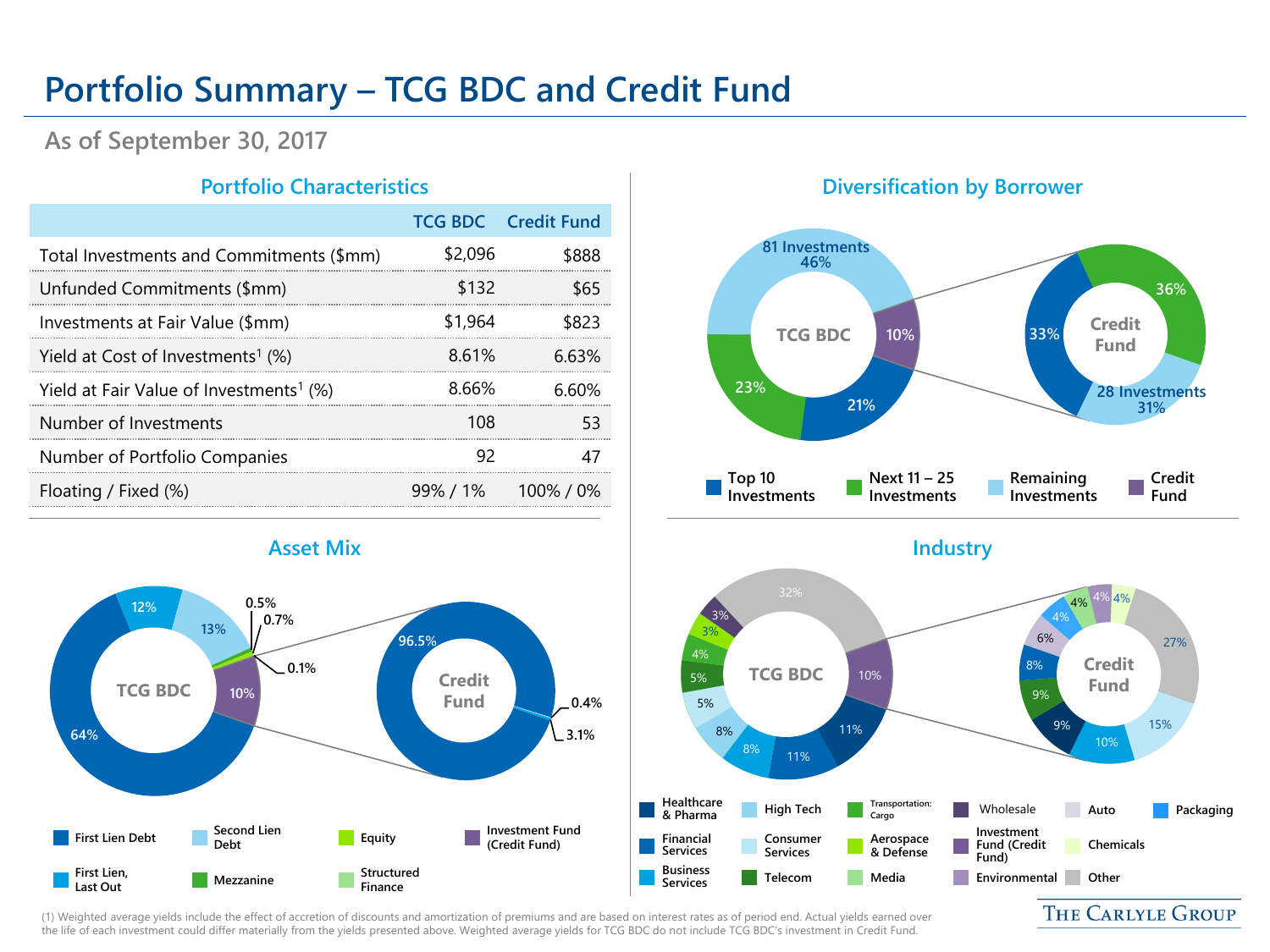# Portfolio Summary – TCG BDC and Credit Fund

## As of September 30, 2017

### Portfolio Characteristics

| | TCG BDC | Credit Fund |
|---|---|---|
| Total Investments and Commitments ($mm) | $2,096 | $888 |
| Unfunded Commitments ($mm) | $132 | $65 |
| Investments at Fair Value ($mm) | $1,964 | $823 |
| Yield at Cost of Investments[1] (%) | 8.61% | 6.63% |
| Yield at Fair Value of Investments[1] (%) | 8.66% | 6.60% |
| Number of Investments | 108 | 53 |
| Number of Portfolio Companies | 92 | 47 |
| Floating / Fixed (%) | 99% / 1% | 100% / 0% |

### Diversification by Borrower

**TCG BDC:** Remaining Investments (81 Investments) 46%; Credit Fund 10%; Top 10 Investments 21%; Next 11 – 25 Investments 23%

**Credit Fund:** Next 11 – 25 Investments 36%; Remaining Investments (28 Investments) 31%; Top 10 Investments 33%

Legend: Top 10 Investments; Next 11 – 25 Investments; Remaining Investments; Credit Fund

### Asset Mix

**TCG BDC:** First Lien Debt 64%; First Lien, Last Out 12%; Second Lien Debt 13%; 0.5%; 0.7%; 0.1%; Investment Fund (Credit Fund) 10%

**Credit Fund:** 96.5%; 0.4%; 3.1%

Legend: First Lien Debt; Second Lien Debt; Equity; Investment Fund (Credit Fund); First Lien, Last Out; Mezzanine; Structured Finance

### Industry

**TCG BDC:** Other 32%; Investment Fund (Credit Fund) 10%; Healthcare & Pharma 11%; Financial Services 11%; Business Services 8%; High Tech 8%; Consumer Services 5%; Telecom 5%; Transportation: Cargo 4%; Aerospace & Defense 3%; Wholesale 3%

**Credit Fund:** Other 27%; Consumer Services 15%; Business Services 10%; Healthcare & Pharma 9%; Telecom 9%; Financial Services 8%; Auto 6%; Packaging 4%; Media 4%; Environmental 4%; Chemicals 4%

Legend: Healthcare & Pharma; High Tech; Transportation: Cargo; Wholesale; Auto; Packaging; Financial Services; Consumer Services; Aerospace & Defense; Investment Fund (Credit Fund); Chemicals; Business Services; Telecom; Media; Environmental; Other

(1) Weighted average yields include the effect of accretion of discounts and amortization of premiums and are based on interest rates as of period end. Actual yields earned over the life of each investment could differ materially from the yields presented above. Weighted average yields for TCG BDC do not include TCG BDC's investment in Credit Fund.

THE CARLYLE GROUP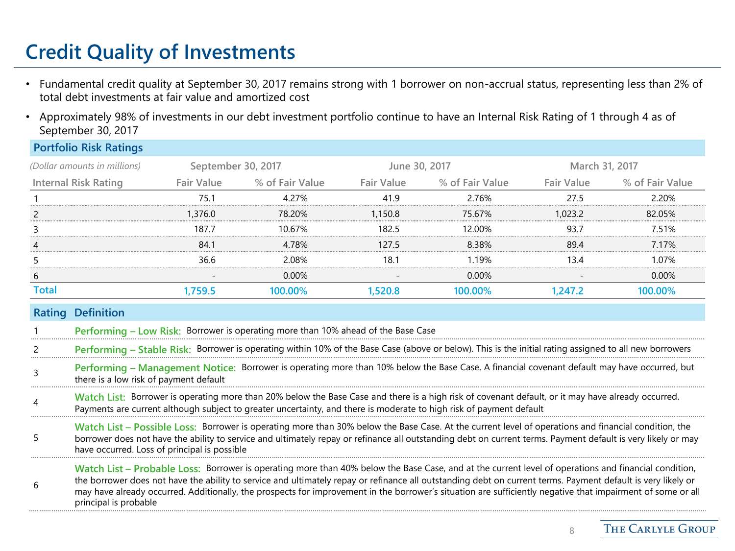# Credit Quality of Investments

- Fundamental credit quality at September 30, 2017 remains strong with 1 borrower on non-accrual status, representing less than 2% of total debt investments at fair value and amortized cost
- Approximately 98% of investments in our debt investment portfolio continue to have an Internal Risk Rating of 1 through 4 as of September 30, 2017

## Portfolio Risk Ratings

| *(Dollar amounts in millions)* | September 30, 2017 | | June 30, 2017 | | March 31, 2017 | |
|---|---|---|---|---|---|---|
| Internal Risk Rating | Fair Value | % of Fair Value | Fair Value | % of Fair Value | Fair Value | % of Fair Value |
| 1 | 75.1 | 4.27% | 41.9 | 2.76% | 27.5 | 2.20% |
| 2 | 1,376.0 | 78.20% | 1,150.8 | 75.67% | 1,023.2 | 82.05% |
| 3 | 187.7 | 10.67% | 182.5 | 12.00% | 93.7 | 7.51% |
| 4 | 84.1 | 4.78% | 127.5 | 8.38% | 89.4 | 7.17% |
| 5 | 36.6 | 2.08% | 18.1 | 1.19% | 13.4 | 1.07% |
| 6 | - | 0.00% | - | 0.00% | - | 0.00% |
| **Total** | **1,759.5** | **100.00%** | **1,520.8** | **100.00%** | **1,247.2** | **100.00%** |

| Rating | Definition |
|---|---|
| 1 | **Performing – Low Risk:** Borrower is operating more than 10% ahead of the Base Case |
| 2 | **Performing – Stable Risk:** Borrower is operating within 10% of the Base Case (above or below). This is the initial rating assigned to all new borrowers |
| 3 | **Performing – Management Notice:** Borrower is operating more than 10% below the Base Case. A financial covenant default may have occurred, but there is a low risk of payment default |
| 4 | **Watch List:** Borrower is operating more than 20% below the Base Case and there is a high risk of covenant default, or it may have already occurred. Payments are current although subject to greater uncertainty, and there is moderate to high risk of payment default |
| 5 | **Watch List – Possible Loss:** Borrower is operating more than 30% below the Base Case. At the current level of operations and financial condition, the borrower does not have the ability to service and ultimately repay or refinance all outstanding debt on current terms. Payment default is very likely or may have occurred. Loss of principal is possible |
| 6 | **Watch List – Probable Loss:** Borrower is operating more than 40% below the Base Case, and at the current level of operations and financial condition, the borrower does not have the ability to service and ultimately repay or refinance all outstanding debt on current terms. Payment default is very likely or may have already occurred. Additionally, the prospects for improvement in the borrower's situation are sufficiently negative that impairment of some or all principal is probable |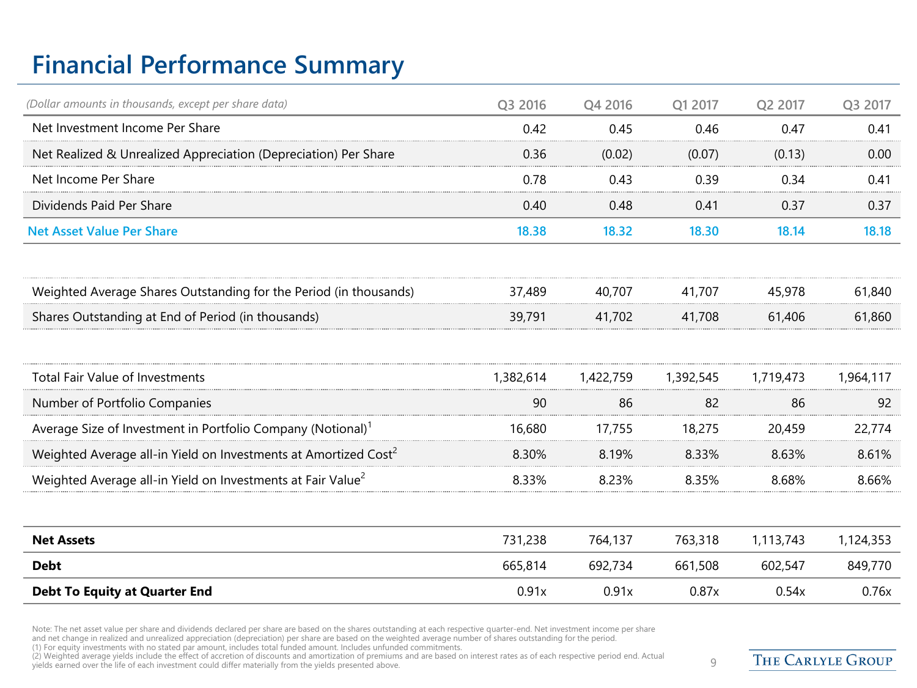# Financial Performance Summary

| *(Dollar amounts in thousands, except per share data)* | Q3 2016 | Q4 2016 | Q1 2017 | Q2 2017 | Q3 2017 |
|---|---|---|---|---|---|
| Net Investment Income Per Share | 0.42 | 0.45 | 0.46 | 0.47 | 0.41 |
| Net Realized & Unrealized Appreciation (Depreciation) Per Share | 0.36 | (0.02) | (0.07) | (0.13) | 0.00 |
| Net Income Per Share | 0.78 | 0.43 | 0.39 | 0.34 | 0.41 |
| Dividends Paid Per Share | 0.40 | 0.48 | 0.41 | 0.37 | 0.37 |
| **Net Asset Value Per Share** | **18.38** | **18.32** | **18.30** | **18.14** | **18.18** |
| | | | | | |
| Weighted Average Shares Outstanding for the Period (in thousands) | 37,489 | 40,707 | 41,707 | 45,978 | 61,840 |
| Shares Outstanding at End of Period (in thousands) | 39,791 | 41,702 | 41,708 | 61,406 | 61,860 |
| | | | | | |
| Total Fair Value of Investments | 1,382,614 | 1,422,759 | 1,392,545 | 1,719,473 | 1,964,117 |
| Number of Portfolio Companies | 90 | 86 | 82 | 86 | 92 |
| Average Size of Investment in Portfolio Company (Notional)[1] | 16,680 | 17,755 | 18,275 | 20,459 | 22,774 |
| Weighted Average all-in Yield on Investments at Amortized Cost[2] | 8.30% | 8.19% | 8.33% | 8.63% | 8.61% |
| Weighted Average all-in Yield on Investments at Fair Value[2] | 8.33% | 8.23% | 8.35% | 8.68% | 8.66% |
| | | | | | |
| **Net Assets** | 731,238 | 764,137 | 763,318 | 1,113,743 | 1,124,353 |
| **Debt** | 665,814 | 692,734 | 661,508 | 602,547 | 849,770 |
| **Debt To Equity at Quarter End** | 0.91x | 0.91x | 0.87x | 0.54x | 0.76x |

Note: The net asset value per share and dividends declared per share are based on the shares outstanding at each respective quarter-end. Net investment income per share and net change in realized and unrealized appreciation (depreciation) per share are based on the weighted average number of shares outstanding for the period.
(1) For equity investments with no stated par amount, includes total funded amount. Includes unfunded commitments.
(2) Weighted average yields include the effect of accretion of discounts and amortization of premiums and are based on interest rates as of each respective period end. Actual yields earned over the life of each investment could differ materially from the yields presented above.

THE CARLYLE GROUP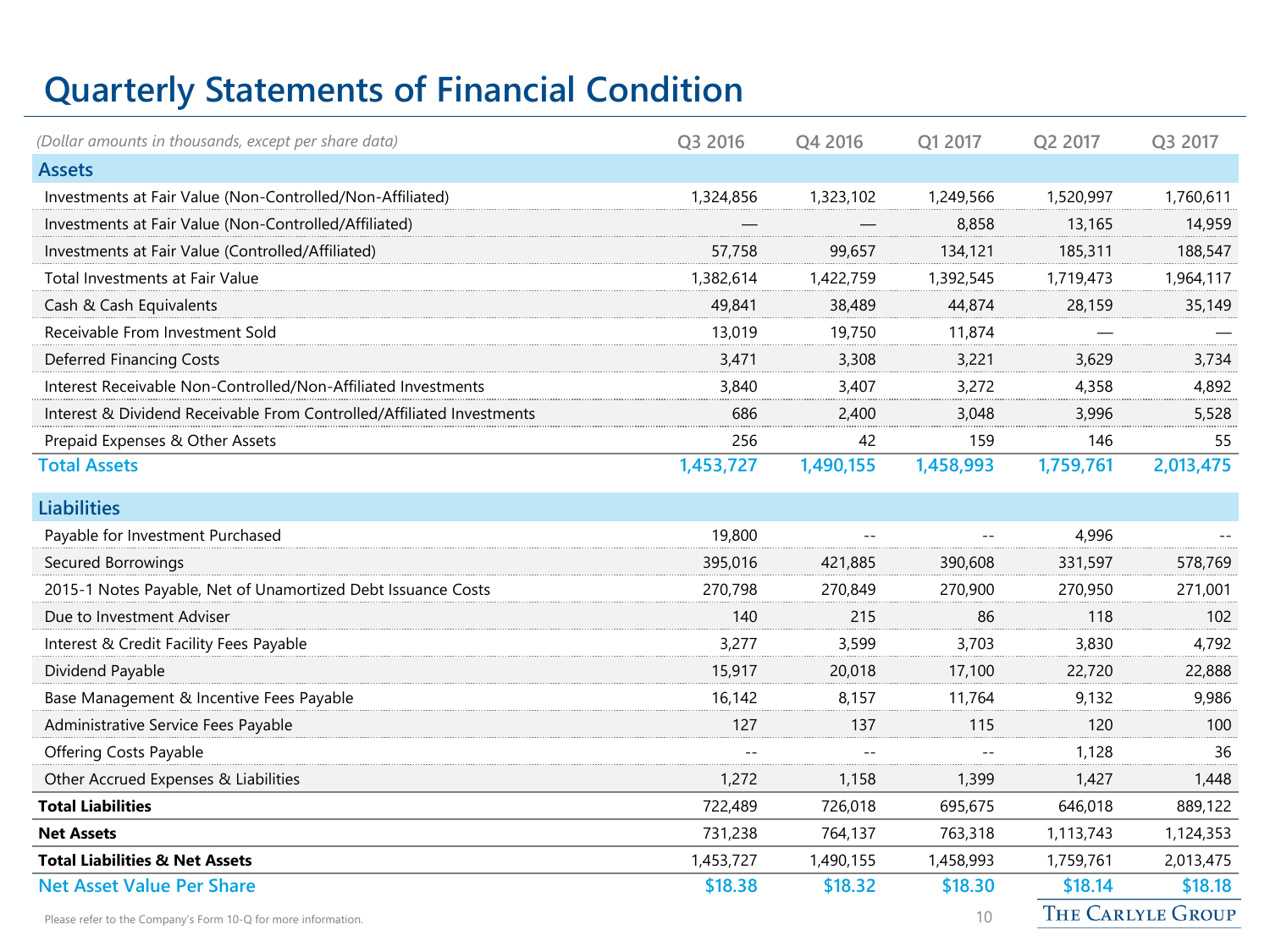# Quarterly Statements of Financial Condition

| (Dollar amounts in thousands, except per share data) | Q3 2016 | Q4 2016 | Q1 2017 | Q2 2017 | Q3 2017 |
|---|---|---|---|---|---|
| **Assets** | | | | | |
| Investments at Fair Value (Non-Controlled/Non-Affiliated) | 1,324,856 | 1,323,102 | 1,249,566 | 1,520,997 | 1,760,611 |
| Investments at Fair Value (Non-Controlled/Affiliated) | — | — | 8,858 | 13,165 | 14,959 |
| Investments at Fair Value (Controlled/Affiliated) | 57,758 | 99,657 | 134,121 | 185,311 | 188,547 |
| Total Investments at Fair Value | 1,382,614 | 1,422,759 | 1,392,545 | 1,719,473 | 1,964,117 |
| Cash & Cash Equivalents | 49,841 | 38,489 | 44,874 | 28,159 | 35,149 |
| Receivable From Investment Sold | 13,019 | 19,750 | 11,874 | — | — |
| Deferred Financing Costs | 3,471 | 3,308 | 3,221 | 3,629 | 3,734 |
| Interest Receivable Non-Controlled/Non-Affiliated Investments | 3,840 | 3,407 | 3,272 | 4,358 | 4,892 |
| Interest & Dividend Receivable From Controlled/Affiliated Investments | 686 | 2,400 | 3,048 | 3,996 | 5,528 |
| Prepaid Expenses & Other Assets | 256 | 42 | 159 | 146 | 55 |
| **Total Assets** | **1,453,727** | **1,490,155** | **1,458,993** | **1,759,761** | **2,013,475** |
| **Liabilities** | | | | | |
| Payable for Investment Purchased | 19,800 | -- | -- | 4,996 | -- |
| Secured Borrowings | 395,016 | 421,885 | 390,608 | 331,597 | 578,769 |
| 2015-1 Notes Payable, Net of Unamortized Debt Issuance Costs | 270,798 | 270,849 | 270,900 | 270,950 | 271,001 |
| Due to Investment Adviser | 140 | 215 | 86 | 118 | 102 |
| Interest & Credit Facility Fees Payable | 3,277 | 3,599 | 3,703 | 3,830 | 4,792 |
| Dividend Payable | 15,917 | 20,018 | 17,100 | 22,720 | 22,888 |
| Base Management & Incentive Fees Payable | 16,142 | 8,157 | 11,764 | 9,132 | 9,986 |
| Administrative Service Fees Payable | 127 | 137 | 115 | 120 | 100 |
| Offering Costs Payable | -- | -- | -- | 1,128 | 36 |
| Other Accrued Expenses & Liabilities | 1,272 | 1,158 | 1,399 | 1,427 | 1,448 |
| **Total Liabilities** | 722,489 | 726,018 | 695,675 | 646,018 | 889,122 |
| **Net Assets** | 731,238 | 764,137 | 763,318 | 1,113,743 | 1,124,353 |
| **Total Liabilities & Net Assets** | 1,453,727 | 1,490,155 | 1,458,993 | 1,759,761 | 2,013,475 |
| **Net Asset Value Per Share** | **$18.38** | **$18.32** | **$18.30** | **$18.14** | **$18.18** |

Please refer to the Company's Form 10-Q for more information.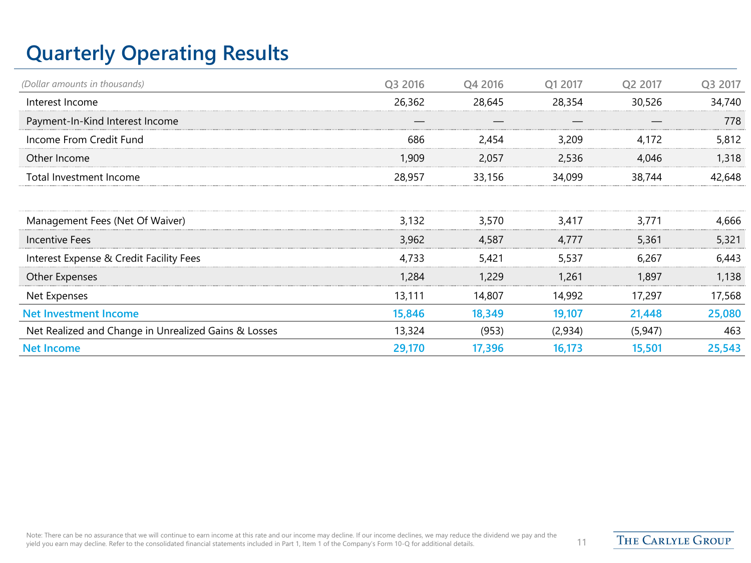# Quarterly Operating Results

| *(Dollar amounts in thousands)* | Q3 2016 | Q4 2016 | Q1 2017 | Q2 2017 | Q3 2017 |
|---|---|---|---|---|---|
| Interest Income | 26,362 | 28,645 | 28,354 | 30,526 | 34,740 |
| Payment-In-Kind Interest Income | — | — | — | — | 778 |
| Income From Credit Fund | 686 | 2,454 | 3,209 | 4,172 | 5,812 |
| Other Income | 1,909 | 2,057 | 2,536 | 4,046 | 1,318 |
| Total Investment Income | 28,957 | 33,156 | 34,099 | 38,744 | 42,648 |
| | | | | | |
| Management Fees (Net Of Waiver) | 3,132 | 3,570 | 3,417 | 3,771 | 4,666 |
| Incentive Fees | 3,962 | 4,587 | 4,777 | 5,361 | 5,321 |
| Interest Expense & Credit Facility Fees | 4,733 | 5,421 | 5,537 | 6,267 | 6,443 |
| Other Expenses | 1,284 | 1,229 | 1,261 | 1,897 | 1,138 |
| Net Expenses | 13,111 | 14,807 | 14,992 | 17,297 | 17,568 |
| **Net Investment Income** | **15,846** | **18,349** | **19,107** | **21,448** | **25,080** |
| Net Realized and Change in Unrealized Gains & Losses | 13,324 | (953) | (2,934) | (5,947) | 463 |
| **Net Income** | **29,170** | **17,396** | **16,173** | **15,501** | **25,543** |

Note: There can be no assurance that we will continue to earn income at this rate and our income may decline. If our income declines, we may reduce the dividend we pay and the yield you earn may decline. Refer to the consolidated financial statements included in Part 1, Item 1 of the Company's Form 10-Q for additional details.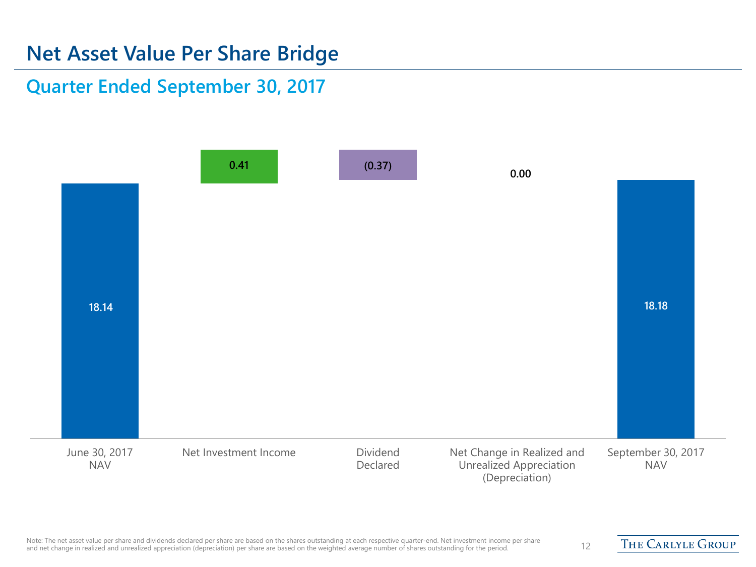# Net Asset Value Per Share Bridge

## Quarter Ended September 30, 2017

| June 30, 2017 NAV | Net Investment Income | Dividend Declared | Net Change in Realized and Unrealized Appreciation (Depreciation) | September 30, 2017 NAV |
|---|---|---|---|---|
| 18.14 | 0.41 | (0.37) | 0.00 | 18.18 |

Note: The net asset value per share and dividends declared per share are based on the shares outstanding at each respective quarter-end. Net investment income per share and net change in realized and unrealized appreciation (depreciation) per share are based on the weighted average number of shares outstanding for the period.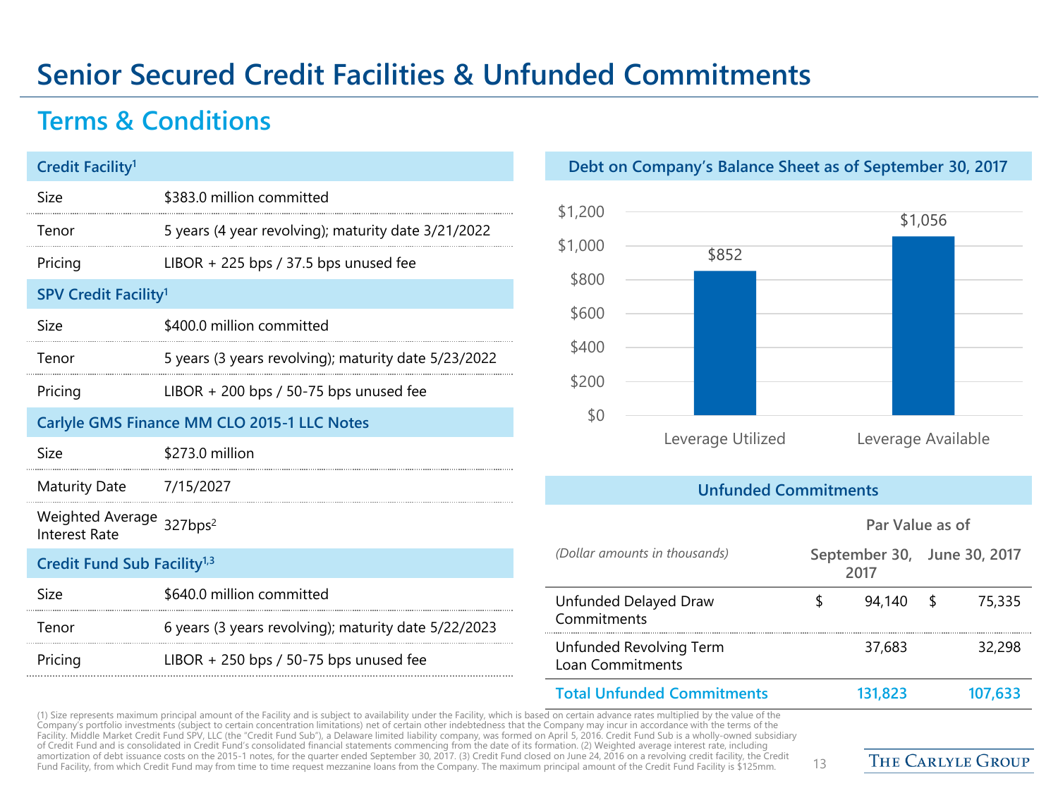# Senior Secured Credit Facilities & Unfunded Commitments

## Terms & Conditions

| Credit Facility[1] | |
|---|---|
| Size | $383.0 million committed |
| Tenor | 5 years (4 year revolving); maturity date 3/21/2022 |
| Pricing | LIBOR + 225 bps / 37.5 bps unused fee |

| SPV Credit Facility[1] | |
|---|---|
| Size | $400.0 million committed |
| Tenor | 5 years (3 years revolving); maturity date 5/23/2022 |
| Pricing | LIBOR + 200 bps / 50-75 bps unused fee |

| Carlyle GMS Finance MM CLO 2015-1 LLC Notes | |
|---|---|
| Size | $273.0 million |
| Maturity Date | 7/15/2027 |
| Weighted Average Interest Rate | 327bps[2] |

| Credit Fund Sub Facility[1,3] | |
|---|---|
| Size | $640.0 million committed |
| Tenor | 6 years (3 years revolving); maturity date 5/22/2023 |
| Pricing | LIBOR + 250 bps / 50-75 bps unused fee |

### Debt on Company's Balance Sheet as of September 30, 2017

| | Amount |
|---|---|
| Leverage Utilized | $852 |
| Leverage Available | $1,056 |

### Unfunded Commitments

| *(Dollar amounts in thousands)* | Par Value as of September 30, 2017 | Par Value as of June 30, 2017 |
|---|---|---|
| Unfunded Delayed Draw Commitments | $ 94,140 | $ 75,335 |
| Unfunded Revolving Term Loan Commitments | 37,683 | 32,298 |
| **Total Unfunded Commitments** | **131,823** | **107,633** |

(1) Size represents maximum principal amount of the Facility and is subject to availability under the Facility, which is based on certain advance rates multiplied by the value of the Company's portfolio investments (subject to certain concentration limitations) net of certain other indebtedness that the Company may incur in accordance with the terms of the Facility. Middle Market Credit Fund SPV, LLC (the "Credit Fund Sub"), a Delaware limited liability company, was formed on April 5, 2016. Credit Fund Sub is a wholly-owned subsidiary of Credit Fund and is consolidated in Credit Fund's consolidated financial statements commencing from the date of its formation. (2) Weighted average interest rate, including amortization of debt issuance costs on the 2015-1 notes, for the quarter ended September 30, 2017. (3) Credit Fund closed on June 24, 2016 on a revolving credit facility, the Credit Fund Facility, from which Credit Fund may from time to time request mezzanine loans from the Company. The maximum principal amount of the Credit Fund Facility is $125mm.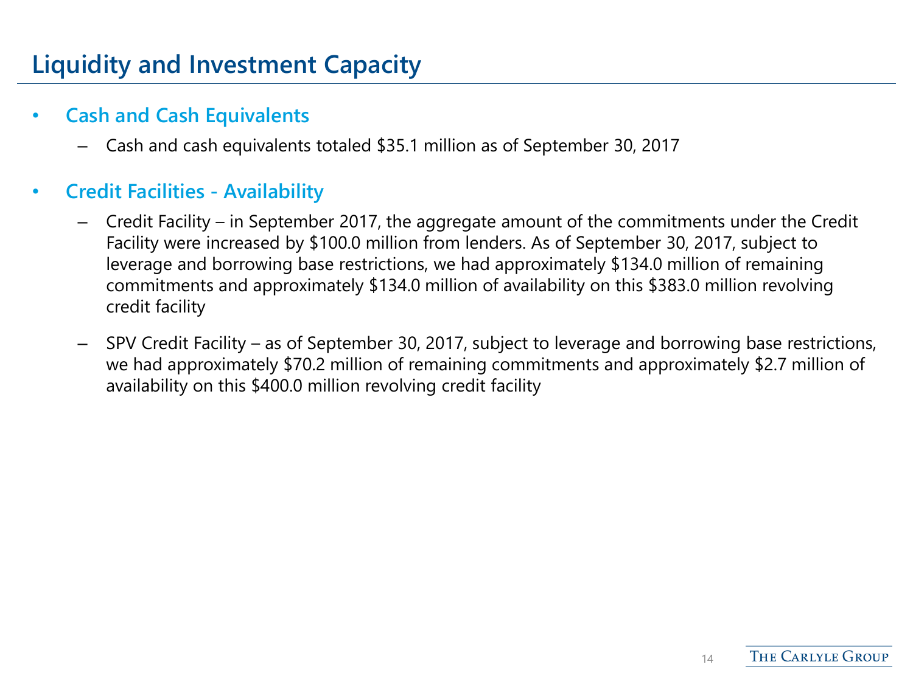# Liquidity and Investment Capacity

- **Cash and Cash Equivalents**
  - Cash and cash equivalents totaled $35.1 million as of September 30, 2017
- **Credit Facilities - Availability**
  - Credit Facility – in September 2017, the aggregate amount of the commitments under the Credit Facility were increased by $100.0 million from lenders. As of September 30, 2017, subject to leverage and borrowing base restrictions, we had approximately $134.0 million of remaining commitments and approximately $134.0 million of availability on this $383.0 million revolving credit facility
  - SPV Credit Facility – as of September 30, 2017, subject to leverage and borrowing base restrictions, we had approximately $70.2 million of remaining commitments and approximately $2.7 million of availability on this $400.0 million revolving credit facility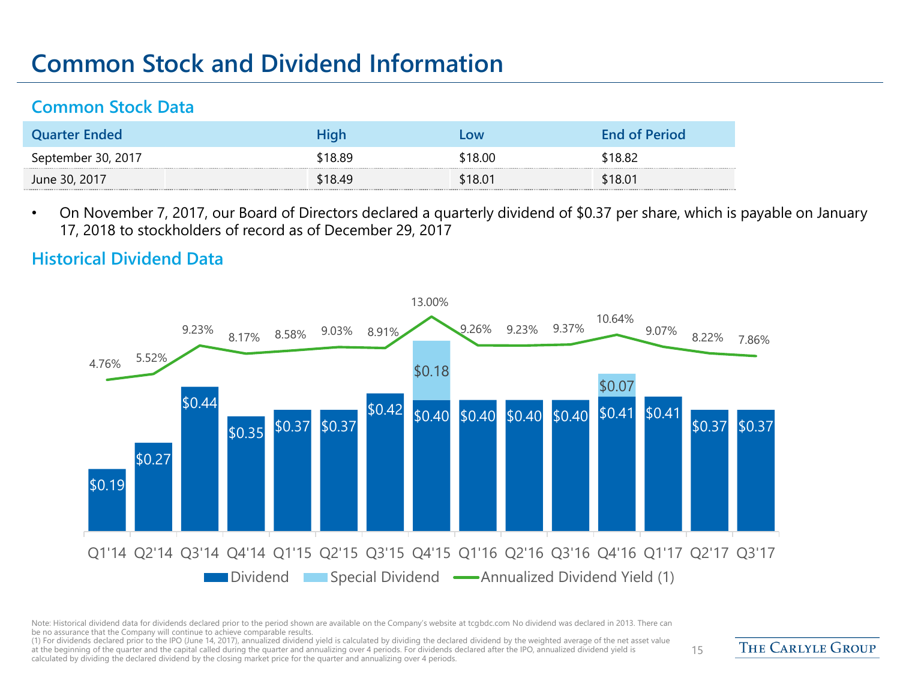# Common Stock and Dividend Information

## Common Stock Data

| Quarter Ended | High | Low | End of Period |
| --- | --- | --- | --- |
| September 30, 2017 | $18.89 | $18.00 | $18.82 |
| June 30, 2017 | $18.49 | $18.01 | $18.01 |

- On November 7, 2017, our Board of Directors declared a quarterly dividend of $0.37 per share, which is payable on January 17, 2018 to stockholders of record as of December 29, 2017

## Historical Dividend Data

Q1'14 Q2'14 Q3'14 Q4'14 Q1'15 Q2'15 Q3'15 Q4'15 Q1'16 Q2'16 Q3'16 Q4'16 Q1'17 Q2'17 Q3'17

Dividend: $0.19 $0.27 $0.44 $0.35 $0.37 $0.37 $0.42 $0.40 $0.40 $0.40 $0.40 $0.41 $0.41 $0.37 $0.37

Special Dividend: $0.18 (Q4'15), $0.07 (Q4'16)

Annualized Dividend Yield (1): 4.76% 5.52% 9.23% 8.17% 8.58% 9.03% 8.91% 13.00% 9.26% 9.23% 9.37% 10.64% 9.07% 8.22% 7.86%

Note: Historical dividend data for dividends declared prior to the period shown are available on the Company's website at tcgbdc.com No dividend was declared in 2013. There can be no assurance that the Company will continue to achieve comparable results.

(1) For dividends declared prior to the IPO (June 14, 2017), annualized dividend yield is calculated by dividing the declared dividend by the weighted average of the net asset value at the beginning of the quarter and the capital called during the quarter and annualizing over 4 periods. For dividends declared after the IPO, annualized dividend yield is calculated by dividing the declared dividend by the closing market price for the quarter and annualizing over 4 periods.